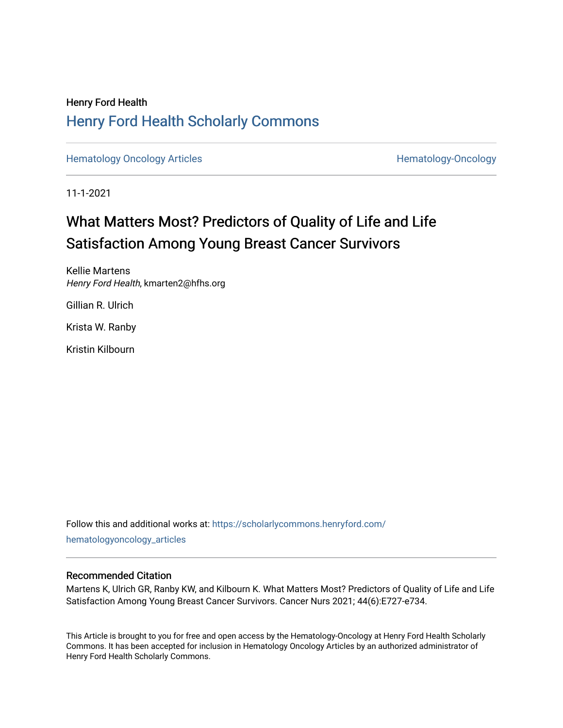Henry Ford Health

## Henry Ford Health Scholarly Commons

Hematology Oncology Articles | Hematology-Oncology

11-1-2021

# What Matters Most? Predictors of Quality of Life and Life Satisfaction Among Young Breast Cancer Survivors

Kellie Martens
*Henry Ford Health*, kmarten2@hfhs.org

Gillian R. Ulrich

Krista W. Ranby

Kristin Kilbourn

Follow this and additional works at: https://scholarlycommons.henryford.com/hematologyoncology_articles

### Recommended Citation

Martens K, Ulrich GR, Ranby KW, and Kilbourn K. What Matters Most? Predictors of Quality of Life and Life Satisfaction Among Young Breast Cancer Survivors. Cancer Nurs 2021; 44(6):E727-e734.

This Article is brought to you for free and open access by the Hematology-Oncology at Henry Ford Health Scholarly Commons. It has been accepted for inclusion in Hematology Oncology Articles by an authorized administrator of Henry Ford Health Scholarly Commons.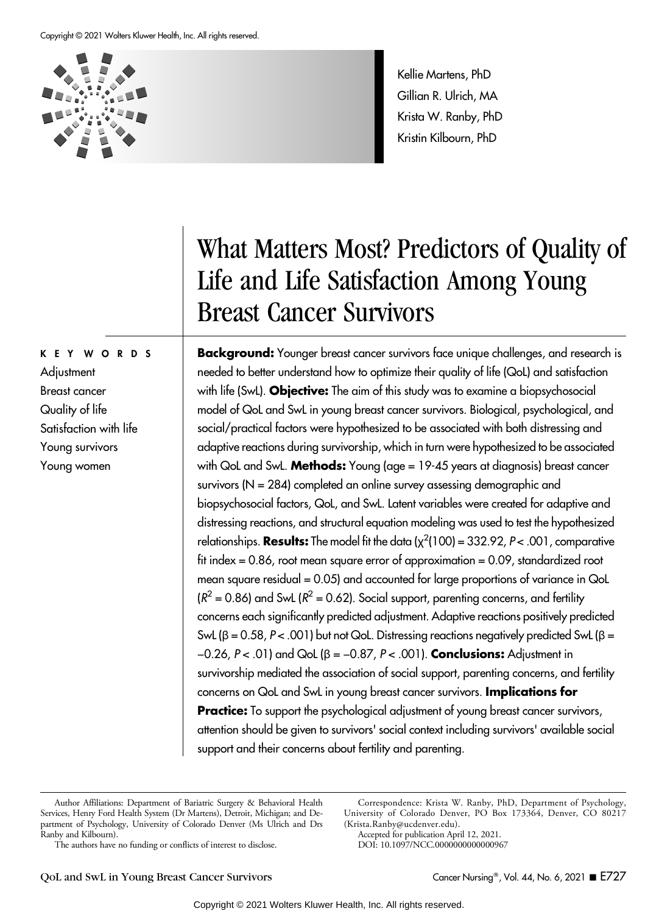Kellie Martens, PhD
Gillian R. Ulrich, MA
Krista W. Ranby, PhD
Kristin Kilbourn, PhD

# What Matters Most? Predictors of Quality of Life and Life Satisfaction Among Young Breast Cancer Survivors

**KEY WORDS**

Adjustment
Breast cancer
Quality of life
Satisfaction with life
Young survivors
Young women

**Background:** Younger breast cancer survivors face unique challenges, and research is needed to better understand how to optimize their quality of life (QoL) and satisfaction with life (SwL). **Objective:** The aim of this study was to examine a biopsychosocial model of QoL and SwL in young breast cancer survivors. Biological, psychological, and social/practical factors were hypothesized to be associated with both distressing and adaptive reactions during survivorship, which in turn were hypothesized to be associated with QoL and SwL. **Methods:** Young (age = 19-45 years at diagnosis) breast cancer survivors (N = 284) completed an online survey assessing demographic and biopsychosocial factors, QoL, and SwL. Latent variables were created for adaptive and distressing reactions, and structural equation modeling was used to test the hypothesized relationships. **Results:** The model fit the data ($\chi^2(100) = 332.92$, $P < .001$, comparative fit index = 0.86, root mean square error of approximation = 0.09, standardized root mean square residual = 0.05) and accounted for large proportions of variance in QoL ($R^2 = 0.86$) and SwL ($R^2 = 0.62$). Social support, parenting concerns, and fertility concerns each significantly predicted adjustment. Adaptive reactions positively predicted SwL ($\beta = 0.58$, $P < .001$) but not QoL. Distressing reactions negatively predicted SwL ($\beta = -0.26$, $P < .01$) and QoL ($\beta = -0.87$, $P < .001$). **Conclusions:** Adjustment in survivorship mediated the association of social support, parenting concerns, and fertility concerns on QoL and SwL in young breast cancer survivors. **Implications for Practice:** To support the psychological adjustment of young breast cancer survivors, attention should be given to survivors' social context including survivors' available social support and their concerns about fertility and parenting.

Author Affiliations: Department of Bariatric Surgery & Behavioral Health Services, Henry Ford Health System (Dr Martens), Detroit, Michigan; and Department of Psychology, University of Colorado Denver (Ms Ulrich and Drs Ranby and Kilbourn).

The authors have no funding or conflicts of interest to disclose.

Correspondence: Krista W. Ranby, PhD, Department of Psychology, University of Colorado Denver, PO Box 173364, Denver, CO 80217 (Krista.Ranby@ucdenver.edu).

Accepted for publication April 12, 2021.

DOI: 10.1097/NCC.0000000000000967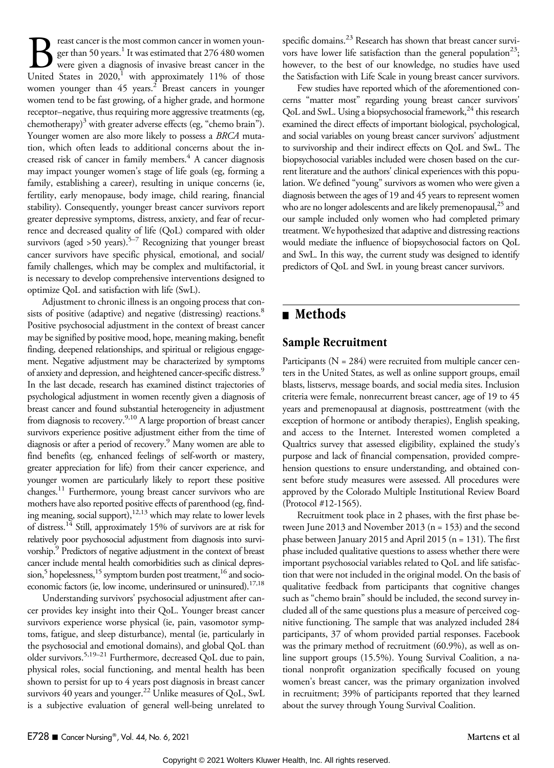Breast cancer is the most common cancer in women younger than 50 years.[1] It was estimated that 276 480 women were given a diagnosis of invasive breast cancer in the United States in 2020,[1] with approximately 11% of those women younger than 45 years.[2] Breast cancers in younger women tend to be fast growing, of a higher grade, and hormone receptor–negative, thus requiring more aggressive treatments (eg, chemotherapy)[3] with greater adverse effects (eg, "chemo brain"). Younger women are also more likely to possess a *BRCA* mutation, which often leads to additional concerns about the increased risk of cancer in family members.[4] A cancer diagnosis may impact younger women's stage of life goals (eg, forming a family, establishing a career), resulting in unique concerns (ie, fertility, early menopause, body image, child rearing, financial stability). Consequently, younger breast cancer survivors report greater depressive symptoms, distress, anxiety, and fear of recurrence and decreased quality of life (QoL) compared with older survivors (aged >50 years).[5–7] Recognizing that younger breast cancer survivors have specific physical, emotional, and social/family challenges, which may be complex and multifactorial, it is necessary to develop comprehensive interventions designed to optimize QoL and satisfaction with life (SwL).

Adjustment to chronic illness is an ongoing process that consists of positive (adaptive) and negative (distressing) reactions.[8] Positive psychosocial adjustment in the context of breast cancer may be signified by positive mood, hope, meaning making, benefit finding, deepened relationships, and spiritual or religious engagement. Negative adjustment may be characterized by symptoms of anxiety and depression, and heightened cancer-specific distress.[9] In the last decade, research has examined distinct trajectories of psychological adjustment in women recently given a diagnosis of breast cancer and found substantial heterogeneity in adjustment from diagnosis to recovery.[9,10] A large proportion of breast cancer survivors experience positive adjustment either from the time of diagnosis or after a period of recovery.[9] Many women are able to find benefits (eg, enhanced feelings of self-worth or mastery, greater appreciation for life) from their cancer experience, and younger women are particularly likely to report these positive changes.[11] Furthermore, young breast cancer survivors who are mothers have also reported positive effects of parenthood (eg, finding meaning, social support),[12,13] which may relate to lower levels of distress.[14] Still, approximately 15% of survivors are at risk for relatively poor psychosocial adjustment from diagnosis into survivorship.[9] Predictors of negative adjustment in the context of breast cancer include mental health comorbidities such as clinical depression,[5] hopelessness,[15] symptom burden post treatment,[16] and socioeconomic factors (ie, low income, underinsured or uninsured).[17,18]

Understanding survivors' psychosocial adjustment after cancer provides key insight into their QoL. Younger breast cancer survivors experience worse physical (ie, pain, vasomotor symptoms, fatigue, and sleep disturbance), mental (ie, particularly in the psychosocial and emotional domains), and global QoL than older survivors.[5,19–21] Furthermore, decreased QoL due to pain, physical roles, social functioning, and mental health has been shown to persist for up to 4 years post diagnosis in breast cancer survivors 40 years and younger.[22] Unlike measures of QoL, SwL is a subjective evaluation of general well-being unrelated to specific domains.[23] Research has shown that breast cancer survivors have lower life satisfaction than the general population[23]; however, to the best of our knowledge, no studies have used the Satisfaction with Life Scale in young breast cancer survivors.

Few studies have reported which of the aforementioned concerns "matter most" regarding young breast cancer survivors' QoL and SwL. Using a biopsychosocial framework,[24] this research examined the direct effects of important biological, psychological, and social variables on young breast cancer survivors' adjustment to survivorship and their indirect effects on QoL and SwL. The biopsychosocial variables included were chosen based on the current literature and the authors' clinical experiences with this population. We defined "young" survivors as women who were given a diagnosis between the ages of 19 and 45 years to represent women who are no longer adolescents and are likely premenopausal,[25] and our sample included only women who had completed primary treatment. We hypothesized that adaptive and distressing reactions would mediate the influence of biopsychosocial factors on QoL and SwL. In this way, the current study was designed to identify predictors of QoL and SwL in young breast cancer survivors.

## Methods

### Sample Recruitment

Participants (N = 284) were recruited from multiple cancer centers in the United States, as well as online support groups, email blasts, listservs, message boards, and social media sites. Inclusion criteria were female, nonrecurrent breast cancer, age of 19 to 45 years and premenopausal at diagnosis, posttreatment (with the exception of hormone or antibody therapies), English speaking, and access to the Internet. Interested women completed a Qualtrics survey that assessed eligibility, explained the study's purpose and lack of financial compensation, provided comprehension questions to ensure understanding, and obtained consent before study measures were assessed. All procedures were approved by the Colorado Multiple Institutional Review Board (Protocol #12-1565).

Recruitment took place in 2 phases, with the first phase between June 2013 and November 2013 (n = 153) and the second phase between January 2015 and April 2015 (n = 131). The first phase included qualitative questions to assess whether there were important psychosocial variables related to QoL and life satisfaction that were not included in the original model. On the basis of qualitative feedback from participants that cognitive changes such as "chemo brain" should be included, the second survey included all of the same questions plus a measure of perceived cognitive functioning. The sample that was analyzed included 284 participants, 37 of whom provided partial responses. Facebook was the primary method of recruitment (60.9%), as well as online support groups (15.5%). Young Survival Coalition, a national nonprofit organization specifically focused on young women's breast cancer, was the primary organization involved in recruitment; 39% of participants reported that they learned about the survey through Young Survival Coalition.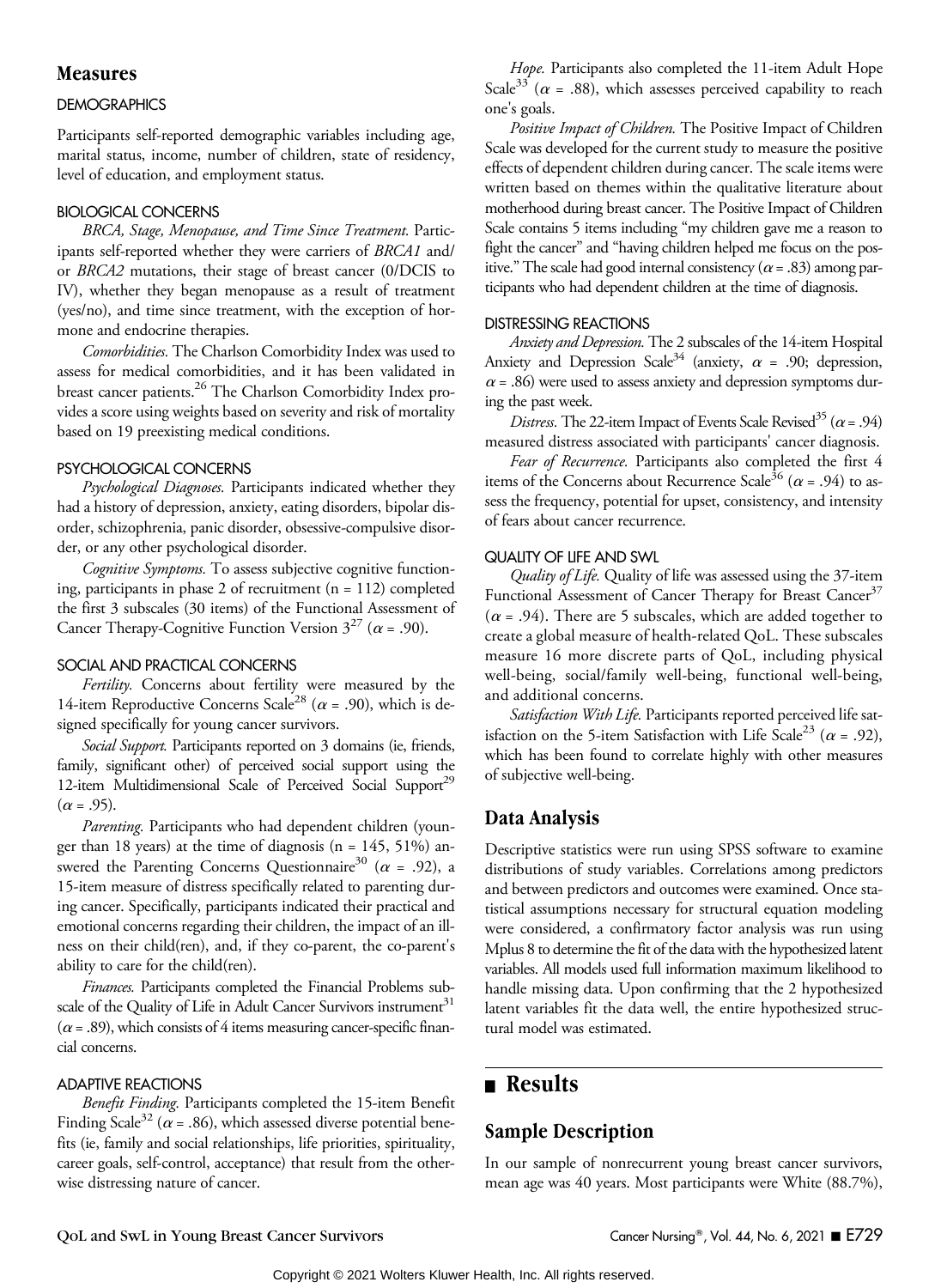## Measures

### DEMOGRAPHICS

Participants self-reported demographic variables including age, marital status, income, number of children, state of residency, level of education, and employment status.

### BIOLOGICAL CONCERNS

*BRCA, Stage, Menopause, and Time Since Treatment.* Participants self-reported whether they were carriers of *BRCA1* and/or *BRCA2* mutations, their stage of breast cancer (0/DCIS to IV), whether they began menopause as a result of treatment (yes/no), and time since treatment, with the exception of hormone and endocrine therapies.

*Comorbidities.* The Charlson Comorbidity Index was used to assess for medical comorbidities, and it has been validated in breast cancer patients.[26] The Charlson Comorbidity Index provides a score using weights based on severity and risk of mortality based on 19 preexisting medical conditions.

### PSYCHOLOGICAL CONCERNS

*Psychological Diagnoses.* Participants indicated whether they had a history of depression, anxiety, eating disorders, bipolar disorder, schizophrenia, panic disorder, obsessive-compulsive disorder, or any other psychological disorder.

*Cognitive Symptoms.* To assess subjective cognitive functioning, participants in phase 2 of recruitment (n = 112) completed the first 3 subscales (30 items) of the Functional Assessment of Cancer Therapy-Cognitive Function Version 3[27] ($\alpha$ = .90).

### SOCIAL AND PRACTICAL CONCERNS

*Fertility.* Concerns about fertility were measured by the 14-item Reproductive Concerns Scale[28] ($\alpha$ = .90), which is designed specifically for young cancer survivors.

*Social Support.* Participants reported on 3 domains (ie, friends, family, significant other) of perceived social support using the 12-item Multidimensional Scale of Perceived Social Support[29] ($\alpha$ = .95).

*Parenting.* Participants who had dependent children (younger than 18 years) at the time of diagnosis (n = 145, 51%) answered the Parenting Concerns Questionnaire[30] ($\alpha$ = .92), a 15-item measure of distress specifically related to parenting during cancer. Specifically, participants indicated their practical and emotional concerns regarding their children, the impact of an illness on their child(ren), and, if they co-parent, the co-parent's ability to care for the child(ren).

*Finances.* Participants completed the Financial Problems subscale of the Quality of Life in Adult Cancer Survivors instrument[31] ($\alpha$ = .89), which consists of 4 items measuring cancer-specific financial concerns.

### ADAPTIVE REACTIONS

*Benefit Finding.* Participants completed the 15-item Benefit Finding Scale[32] ($\alpha$ = .86), which assessed diverse potential benefits (ie, family and social relationships, life priorities, spirituality, career goals, self-control, acceptance) that result from the otherwise distressing nature of cancer.

*Hope.* Participants also completed the 11-item Adult Hope Scale[33] ($\alpha$ = .88), which assesses perceived capability to reach one's goals.

*Positive Impact of Children.* The Positive Impact of Children Scale was developed for the current study to measure the positive effects of dependent children during cancer. The scale items were written based on themes within the qualitative literature about motherhood during breast cancer. The Positive Impact of Children Scale contains 5 items including "my children gave me a reason to fight the cancer" and "having children helped me focus on the positive." The scale had good internal consistency ($\alpha$ = .83) among participants who had dependent children at the time of diagnosis.

### DISTRESSING REACTIONS

*Anxiety and Depression.* The 2 subscales of the 14-item Hospital Anxiety and Depression Scale[34] (anxiety, $\alpha$ = .90; depression, $\alpha$ = .86) were used to assess anxiety and depression symptoms during the past week.

*Distress.* The 22-item Impact of Events Scale Revised[35] ($\alpha$ = .94) measured distress associated with participants' cancer diagnosis.

*Fear of Recurrence.* Participants also completed the first 4 items of the Concerns about Recurrence Scale[36] ($\alpha$ = .94) to assess the frequency, potential for upset, consistency, and intensity of fears about cancer recurrence.

### QUALITY OF LIFE AND SWL

*Quality of Life.* Quality of life was assessed using the 37-item Functional Assessment of Cancer Therapy for Breast Cancer[37] ($\alpha$ = .94). There are 5 subscales, which are added together to create a global measure of health-related QoL. These subscales measure 16 more discrete parts of QoL, including physical well-being, social/family well-being, functional well-being, and additional concerns.

*Satisfaction With Life.* Participants reported perceived life satisfaction on the 5-item Satisfaction with Life Scale[23] ($\alpha$ = .92), which has been found to correlate highly with other measures of subjective well-being.

## Data Analysis

Descriptive statistics were run using SPSS software to examine distributions of study variables. Correlations among predictors and between predictors and outcomes were examined. Once statistical assumptions necessary for structural equation modeling were considered, a confirmatory factor analysis was run using Mplus 8 to determine the fit of the data with the hypothesized latent variables. All models used full information maximum likelihood to handle missing data. Upon confirming that the 2 hypothesized latent variables fit the data well, the entire hypothesized structural model was estimated.

# Results

## Sample Description

In our sample of nonrecurrent young breast cancer survivors, mean age was 40 years. Most participants were White (88.7%),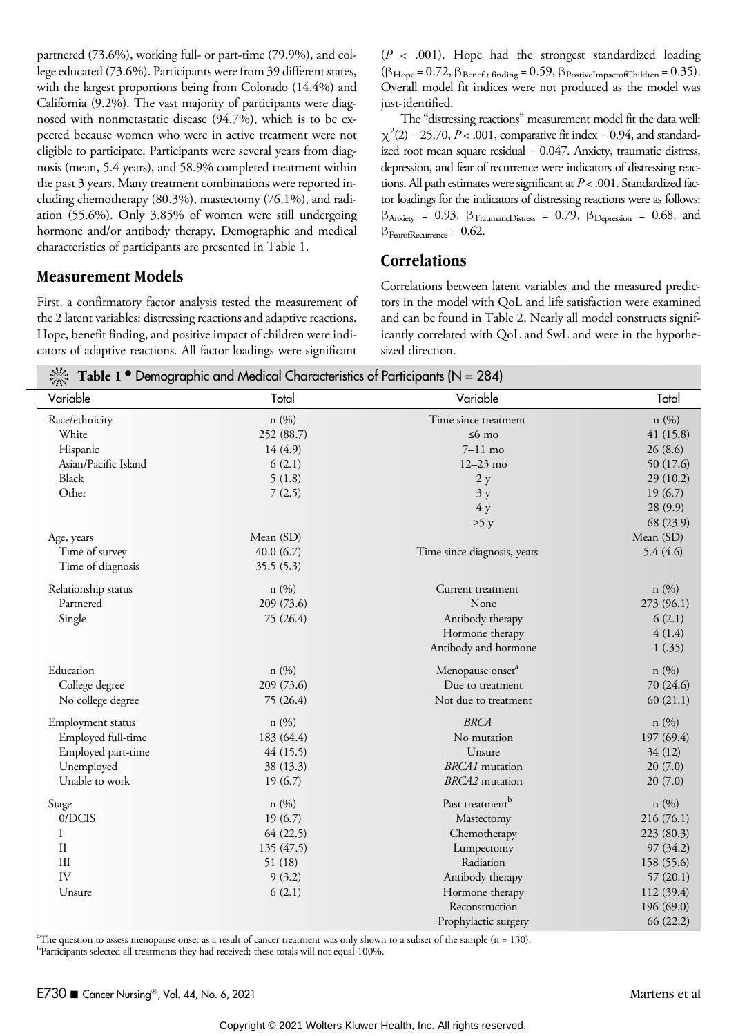partnered (73.6%), working full- or part-time (79.9%), and college educated (73.6%). Participants were from 39 different states, with the largest proportions being from Colorado (14.4%) and California (9.2%). The vast majority of participants were diagnosed with nonmetastatic disease (94.7%), which is to be expected because women who were in active treatment were not eligible to participate. Participants were several years from diagnosis (mean, 5.4 years), and 58.9% completed treatment within the past 3 years. Many treatment combinations were reported including chemotherapy (80.3%), mastectomy (76.1%), and radiation (55.6%). Only 3.85% of women were still undergoing hormone and/or antibody therapy. Demographic and medical characteristics of participants are presented in Table 1.

## Measurement Models

First, a confirmatory factor analysis tested the measurement of the 2 latent variables: distressing reactions and adaptive reactions. Hope, benefit finding, and positive impact of children were indicators of adaptive reactions. All factor loadings were significant ($P$ < .001). Hope had the strongest standardized loading ($\beta_{Hope} = 0.72$, $\beta_{Benefit\ finding} = 0.59$, $\beta_{PostiveImpactofChildren} = 0.35$). Overall model fit indices were not produced as the model was just-identified.

The "distressing reactions" measurement model fit the data well: $\chi^2(2) = 25.70$, $P < .001$, comparative fit index = 0.94, and standardized root mean square residual = 0.047. Anxiety, traumatic distress, depression, and fear of recurrence were indicators of distressing reactions. All path estimates were significant at $P < .001$. Standardized factor loadings for the indicators of distressing reactions were as follows: $\beta_{Anxiety} = 0.93$, $\beta_{TraumaticDistress} = 0.79$, $\beta_{Depression} = 0.68$, and $\beta_{FearofRecurrence} = 0.62$.

## Correlations

Correlations between latent variables and the measured predictors in the model with QoL and life satisfaction were examined and can be found in Table 2. Nearly all model constructs significantly correlated with QoL and SwL and were in the hypothesized direction.

**Table 1 • Demographic and Medical Characteristics of Participants (N = 284)**

| Variable | Total | Variable | Total |
|---|---|---|---|
| Race/ethnicity | n (%) | Time since treatment | n (%) |
| White | 252 (88.7) | ≤6 mo | 41 (15.8) |
| Hispanic | 14 (4.9) | 7–11 mo | 26 (8.6) |
| Asian/Pacific Island | 6 (2.1) | 12–23 mo | 50 (17.6) |
| Black | 5 (1.8) | 2 y | 29 (10.2) |
| Other | 7 (2.5) | 3 y | 19 (6.7) |
| | | 4 y | 28 (9.9) |
| | | ≥5 y | 68 (23.9) |
| Age, years | Mean (SD) | | Mean (SD) |
| Time of survey | 40.0 (6.7) | Time since diagnosis, years | 5.4 (4.6) |
| Time of diagnosis | 35.5 (5.3) | | |
| Relationship status | n (%) | Current treatment | n (%) |
| Partnered | 209 (73.6) | None | 273 (96.1) |
| Single | 75 (26.4) | Antibody therapy | 6 (2.1) |
| | | Hormone therapy | 4 (1.4) |
| | | Antibody and hormone | 1 (.35) |
| Education | n (%) | Menopause onset[a] | n (%) |
| College degree | 209 (73.6) | Due to treatment | 70 (24.6) |
| No college degree | 75 (26.4) | Not due to treatment | 60 (21.1) |
| Employment status | n (%) | *BRCA* | n (%) |
| Employed full-time | 183 (64.4) | No mutation | 197 (69.4) |
| Employed part-time | 44 (15.5) | Unsure | 34 (12) |
| Unemployed | 38 (13.3) | *BRCA1* mutation | 20 (7.0) |
| Unable to work | 19 (6.7) | *BRCA2* mutation | 20 (7.0) |
| Stage | n (%) | Past treatment[b] | n (%) |
| 0/DCIS | 19 (6.7) | Mastectomy | 216 (76.1) |
| I | 64 (22.5) | Chemotherapy | 223 (80.3) |
| II | 135 (47.5) | Lumpectomy | 97 (34.2) |
| III | 51 (18) | Radiation | 158 (55.6) |
| IV | 9 (3.2) | Antibody therapy | 57 (20.1) |
| Unsure | 6 (2.1) | Hormone therapy | 112 (39.4) |
| | | Reconstruction | 196 (69.0) |
| | | Prophylactic surgery | 66 (22.2) |

[a]The question to assess menopause onset as a result of cancer treatment was only shown to a subset of the sample (n = 130).
[b]Participants selected all treatments they had received; these totals will not equal 100%.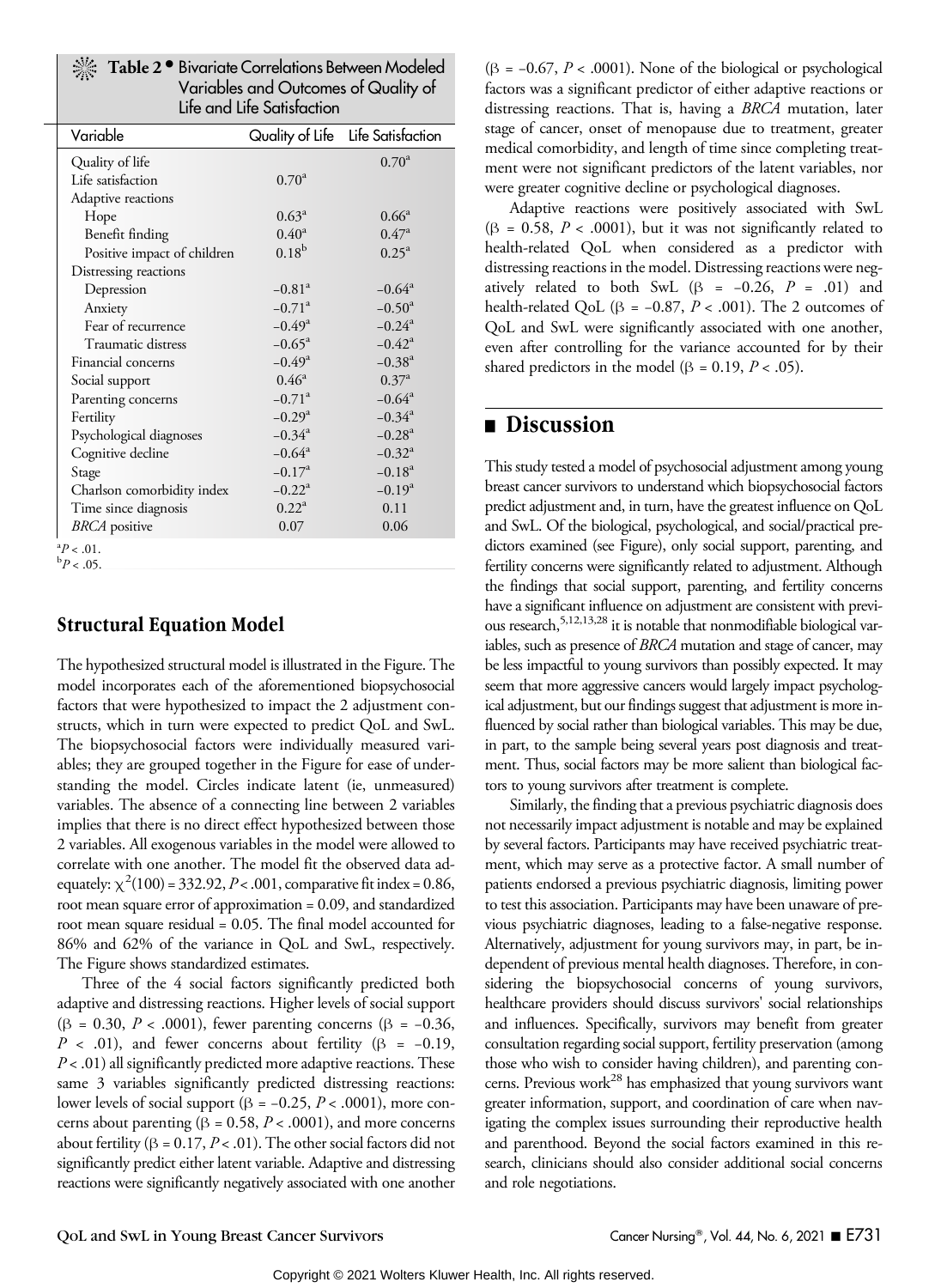**Table 2 • Bivariate Correlations Between Modeled Variables and Outcomes of Quality of Life and Life Satisfaction**

| Variable | Quality of Life | Life Satisfaction |
| --- | --- | --- |
| Quality of life | | 0.70[a] |
| Life satisfaction | 0.70[a] | |
| Adaptive reactions | | |
| Hope | 0.63[a] | 0.66[a] |
| Benefit finding | 0.40[a] | 0.47[a] |
| Positive impact of children | 0.18[b] | 0.25[a] |
| Distressing reactions | | |
| Depression | −0.81[a] | −0.64[a] |
| Anxiety | −0.71[a] | −0.50[a] |
| Fear of recurrence | −0.49[a] | −0.24[a] |
| Traumatic distress | −0.65[a] | −0.42[a] |
| Financial concerns | −0.49[a] | −0.38[a] |
| Social support | 0.46[a] | 0.37[a] |
| Parenting concerns | −0.71[a] | −0.64[a] |
| Fertility | −0.29[a] | −0.34[a] |
| Psychological diagnoses | −0.34[a] | −0.28[a] |
| Cognitive decline | −0.64[a] | −0.32[a] |
| Stage | −0.17[a] | −0.18[a] |
| Charlson comorbidity index | −0.22[a] | −0.19[a] |
| Time since diagnosis | 0.22[a] | 0.11 |
| *BRCA* positive | 0.07 | 0.06 |

[a] $P < .01$.
[b] $P < .05$.

## Structural Equation Model

The hypothesized structural model is illustrated in the Figure. The model incorporates each of the aforementioned biopsychosocial factors that were hypothesized to impact the 2 adjustment constructs, which in turn were expected to predict QoL and SwL. The biopsychosocial factors were individually measured variables; they are grouped together in the Figure for ease of understanding the model. Circles indicate latent (ie, unmeasured) variables. The absence of a connecting line between 2 variables implies that there is no direct effect hypothesized between those 2 variables. All exogenous variables in the model were allowed to correlate with one another. The model fit the observed data adequately: $\chi^2(100) = 332.92$, $P < .001$, comparative fit index = 0.86, root mean square error of approximation = 0.09, and standardized root mean square residual = 0.05. The final model accounted for 86% and 62% of the variance in QoL and SwL, respectively. The Figure shows standardized estimates.

Three of the 4 social factors significantly predicted both adaptive and distressing reactions. Higher levels of social support ($\beta = 0.30$, $P < .0001$), fewer parenting concerns ($\beta = -0.36$, $P < .01$), and fewer concerns about fertility ($\beta = -0.19$, $P < .01$) all significantly predicted more adaptive reactions. These same 3 variables significantly predicted distressing reactions: lower levels of social support ($\beta = -0.25$, $P < .0001$), more concerns about parenting ($\beta = 0.58$, $P < .0001$), and more concerns about fertility ($\beta = 0.17$, $P < .01$). The other social factors did not significantly predict either latent variable. Adaptive and distressing reactions were significantly negatively associated with one another ($\beta = -0.67$, $P < .0001$). None of the biological or psychological factors was a significant predictor of either adaptive reactions or distressing reactions. That is, having a *BRCA* mutation, later stage of cancer, onset of menopause due to treatment, greater medical comorbidity, and length of time since completing treatment were not significant predictors of the latent variables, nor were greater cognitive decline or psychological diagnoses.

Adaptive reactions were positively associated with SwL ($\beta = 0.58$, $P < .0001$), but it was not significantly related to health-related QoL when considered as a predictor with distressing reactions in the model. Distressing reactions were negatively related to both SwL ($\beta = -0.26$, $P = .01$) and health-related QoL ($\beta = -0.87$, $P < .001$). The 2 outcomes of QoL and SwL were significantly associated with one another, even after controlling for the variance accounted for by their shared predictors in the model ($\beta = 0.19$, $P < .05$).

## Discussion

This study tested a model of psychosocial adjustment among young breast cancer survivors to understand which biopsychosocial factors predict adjustment and, in turn, have the greatest influence on QoL and SwL. Of the biological, psychological, and social/practical predictors examined (see Figure), only social support, parenting, and fertility concerns were significantly related to adjustment. Although the findings that social support, parenting, and fertility concerns have a significant influence on adjustment are consistent with previous research,[5,12,13,28] it is notable that nonmodifiable biological variables, such as presence of *BRCA* mutation and stage of cancer, may be less impactful to young survivors than possibly expected. It may seem that more aggressive cancers would largely impact psychological adjustment, but our findings suggest that adjustment is more influenced by social rather than biological variables. This may be due, in part, to the sample being several years post diagnosis and treatment. Thus, social factors may be more salient than biological factors to young survivors after treatment is complete.

Similarly, the finding that a previous psychiatric diagnosis does not necessarily impact adjustment is notable and may be explained by several factors. Participants may have received psychiatric treatment, which may serve as a protective factor. A small number of patients endorsed a previous psychiatric diagnosis, limiting power to test this association. Participants may have been unaware of previous psychiatric diagnoses, leading to a false-negative response. Alternatively, adjustment for young survivors may, in part, be independent of previous mental health diagnoses. Therefore, in considering the biopsychosocial concerns of young survivors, healthcare providers should discuss survivors' social relationships and influences. Specifically, survivors may benefit from greater consultation regarding social support, fertility preservation (among those who wish to consider having children), and parenting concerns. Previous work[28] has emphasized that young survivors want greater information, support, and coordination of care when navigating the complex issues surrounding their reproductive health and parenthood. Beyond the social factors examined in this research, clinicians should also consider additional social concerns and role negotiations.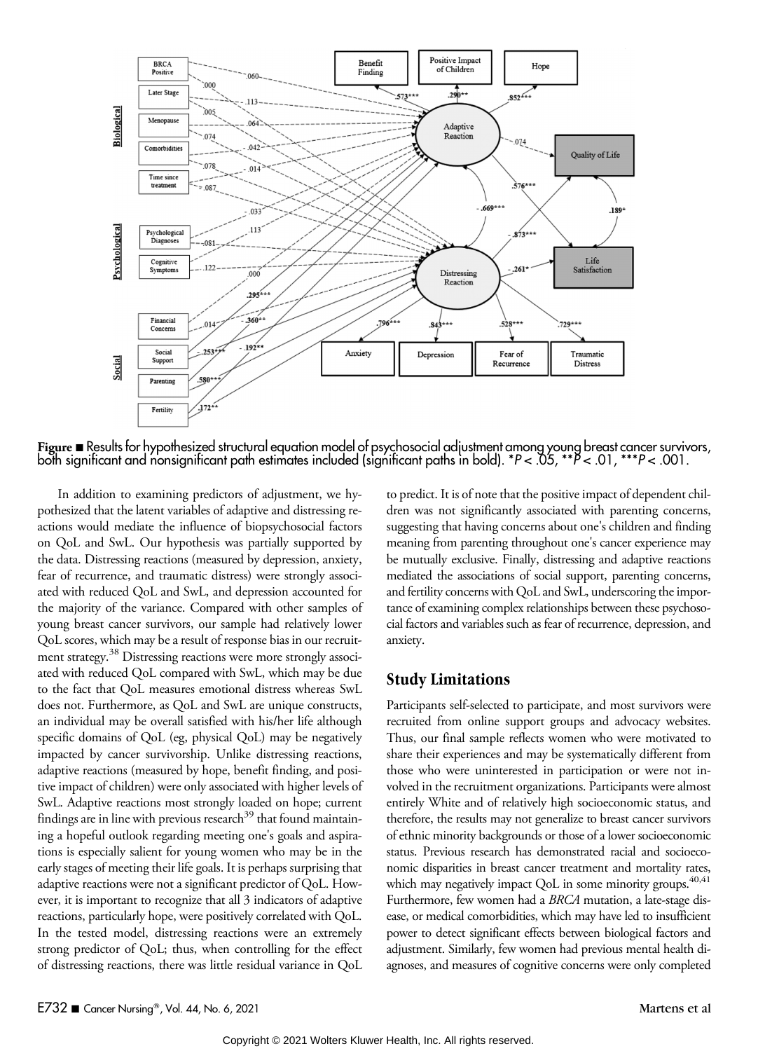**Figure** ■ Results for hypothesized structural equation model of psychosocial adjustment among young breast cancer survivors, both significant and nonsignificant path estimates included (significant paths in bold). *$P < .05$, **$P < .01$, ***$P < .001$.

In addition to examining predictors of adjustment, we hypothesized that the latent variables of adaptive and distressing reactions would mediate the influence of biopsychosocial factors on QoL and SwL. Our hypothesis was partially supported by the data. Distressing reactions (measured by depression, anxiety, fear of recurrence, and traumatic distress) were strongly associated with reduced QoL and SwL, and depression accounted for the majority of the variance. Compared with other samples of young breast cancer survivors, our sample had relatively lower QoL scores, which may be a result of response bias in our recruitment strategy.[38] Distressing reactions were more strongly associated with reduced QoL compared with SwL, which may be due to the fact that QoL measures emotional distress whereas SwL does not. Furthermore, as QoL and SwL are unique constructs, an individual may be overall satisfied with his/her life although specific domains of QoL (eg, physical QoL) may be negatively impacted by cancer survivorship. Unlike distressing reactions, adaptive reactions (measured by hope, benefit finding, and positive impact of children) were only associated with higher levels of SwL. Adaptive reactions most strongly loaded on hope; current findings are in line with previous research[39] that found maintaining a hopeful outlook regarding meeting one's goals and aspirations is especially salient for young women who may be in the early stages of meeting their life goals. It is perhaps surprising that adaptive reactions were not a significant predictor of QoL. However, it is important to recognize that all 3 indicators of adaptive reactions, particularly hope, were positively correlated with QoL. In the tested model, distressing reactions were an extremely strong predictor of QoL; thus, when controlling for the effect of distressing reactions, there was little residual variance in QoL to predict. It is of note that the positive impact of dependent children was not significantly associated with parenting concerns, suggesting that having concerns about one's children and finding meaning from parenting throughout one's cancer experience may be mutually exclusive. Finally, distressing and adaptive reactions mediated the associations of social support, parenting concerns, and fertility concerns with QoL and SwL, underscoring the importance of examining complex relationships between these psychosocial factors and variables such as fear of recurrence, depression, and anxiety.

## Study Limitations

Participants self-selected to participate, and most survivors were recruited from online support groups and advocacy websites. Thus, our final sample reflects women who were motivated to share their experiences and may be systematically different from those who were uninterested in participation or were not involved in the recruitment organizations. Participants were almost entirely White and of relatively high socioeconomic status, and therefore, the results may not generalize to breast cancer survivors of ethnic minority backgrounds or those of a lower socioeconomic status. Previous research has demonstrated racial and socioeconomic disparities in breast cancer treatment and mortality rates, which may negatively impact QoL in some minority groups.[40,41] Furthermore, few women had a *BRCA* mutation, a late-stage disease, or medical comorbidities, which may have led to insufficient power to detect significant effects between biological factors and adjustment. Similarly, few women had previous mental health diagnoses, and measures of cognitive concerns were only completed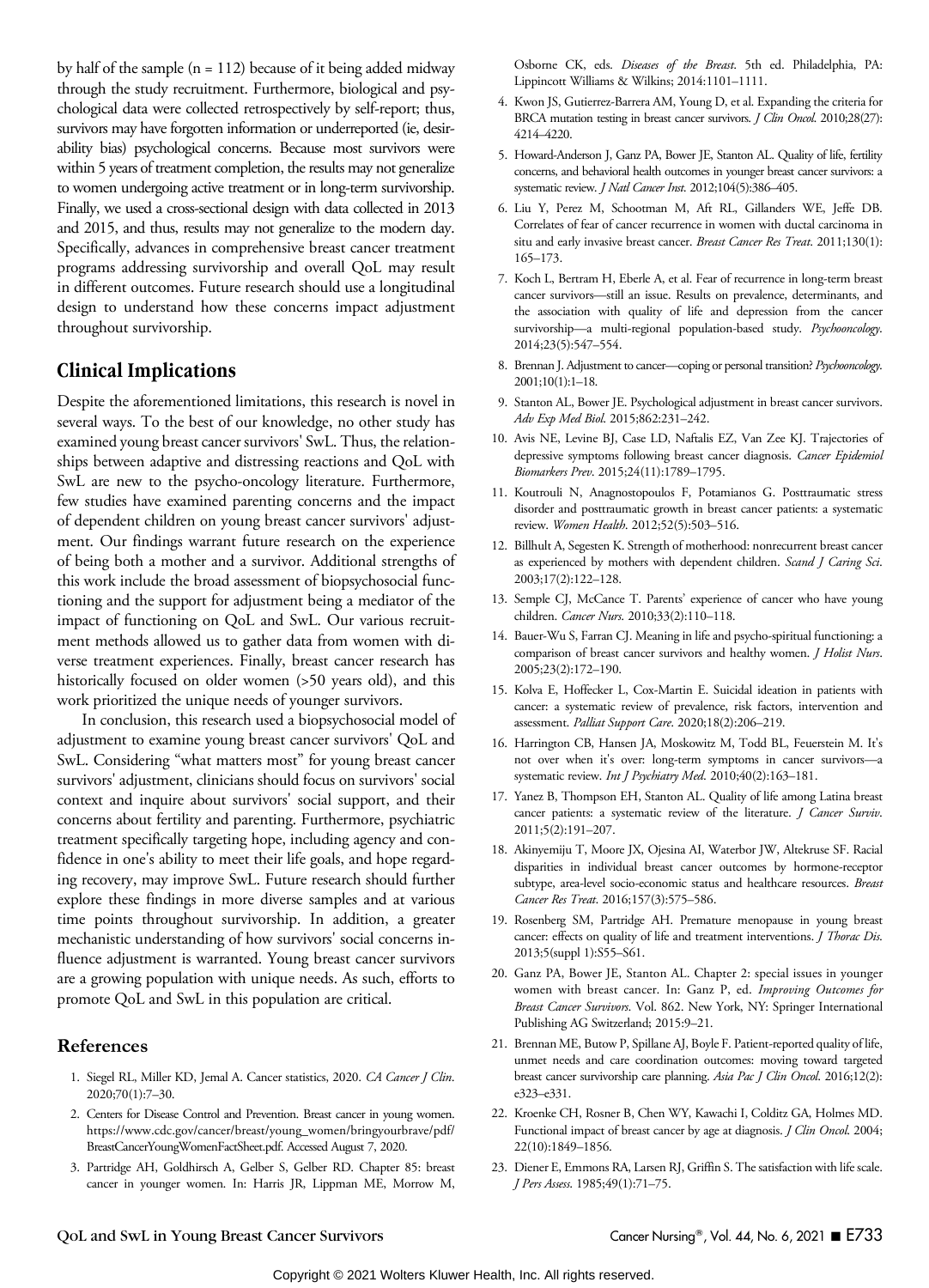by half of the sample (n = 112) because of it being added midway through the study recruitment. Furthermore, biological and psychological data were collected retrospectively by self-report; thus, survivors may have forgotten information or underreported (ie, desirability bias) psychological concerns. Because most survivors were within 5 years of treatment completion, the results may not generalize to women undergoing active treatment or in long-term survivorship. Finally, we used a cross-sectional design with data collected in 2013 and 2015, and thus, results may not generalize to the modern day. Specifically, advances in comprehensive breast cancer treatment programs addressing survivorship and overall QoL may result in different outcomes. Future research should use a longitudinal design to understand how these concerns impact adjustment throughout survivorship.

## Clinical Implications

Despite the aforementioned limitations, this research is novel in several ways. To the best of our knowledge, no other study has examined young breast cancer survivors' SwL. Thus, the relationships between adaptive and distressing reactions and QoL with SwL are new to the psycho-oncology literature. Furthermore, few studies have examined parenting concerns and the impact of dependent children on young breast cancer survivors' adjustment. Our findings warrant future research on the experience of being both a mother and a survivor. Additional strengths of this work include the broad assessment of biopsychosocial functioning and the support for adjustment being a mediator of the impact of functioning on QoL and SwL. Our various recruitment methods allowed us to gather data from women with diverse treatment experiences. Finally, breast cancer research has historically focused on older women (>50 years old), and this work prioritized the unique needs of younger survivors.

In conclusion, this research used a biopsychosocial model of adjustment to examine young breast cancer survivors' QoL and SwL. Considering "what matters most" for young breast cancer survivors' adjustment, clinicians should focus on survivors' social context and inquire about survivors' social support, and their concerns about fertility and parenting. Furthermore, psychiatric treatment specifically targeting hope, including agency and confidence in one's ability to meet their life goals, and hope regarding recovery, may improve SwL. Future research should further explore these findings in more diverse samples and at various time points throughout survivorship. In addition, a greater mechanistic understanding of how survivors' social concerns influence adjustment is warranted. Young breast cancer survivors are a growing population with unique needs. As such, efforts to promote QoL and SwL in this population are critical.

## References

1. Siegel RL, Miller KD, Jemal A. Cancer statistics, 2020. *CA Cancer J Clin*. 2020;70(1):7–30.
2. Centers for Disease Control and Prevention. Breast cancer in young women. https://www.cdc.gov/cancer/breast/young_women/bringyourbrave/pdf/BreastCancerYoungWomenFactSheet.pdf. Accessed August 7, 2020.
3. Partridge AH, Goldhirsch A, Gelber S, Gelber RD. Chapter 85: breast cancer in younger women. In: Harris JR, Lippman ME, Morrow M, Osborne CK, eds. *Diseases of the Breast*. 5th ed. Philadelphia, PA: Lippincott Williams & Wilkins; 2014:1101–1111.
4. Kwon JS, Gutierrez-Barrera AM, Young D, et al. Expanding the criteria for BRCA mutation testing in breast cancer survivors. *J Clin Oncol*. 2010;28(27):4214–4220.
5. Howard-Anderson J, Ganz PA, Bower JE, Stanton AL. Quality of life, fertility concerns, and behavioral health outcomes in younger breast cancer survivors: a systematic review. *J Natl Cancer Inst*. 2012;104(5):386–405.
6. Liu Y, Perez M, Schootman M, Aft RL, Gillanders WE, Jeffe DB. Correlates of fear of cancer recurrence in women with ductal carcinoma in situ and early invasive breast cancer. *Breast Cancer Res Treat*. 2011;130(1):165–173.
7. Koch L, Bertram H, Eberle A, et al. Fear of recurrence in long-term breast cancer survivors—still an issue. Results on prevalence, determinants, and the association with quality of life and depression from the cancer survivorship—a multi-regional population-based study. *Psychooncology*. 2014;23(5):547–554.
8. Brennan J. Adjustment to cancer—coping or personal transition? *Psychooncology*. 2001;10(1):1–18.
9. Stanton AL, Bower JE. Psychological adjustment in breast cancer survivors. *Adv Exp Med Biol*. 2015;862:231–242.
10. Avis NE, Levine BJ, Case LD, Naftalis EZ, Van Zee KJ. Trajectories of depressive symptoms following breast cancer diagnosis. *Cancer Epidemiol Biomarkers Prev*. 2015;24(11):1789–1795.
11. Koutrouli N, Anagnostopoulos F, Potamianos G. Posttraumatic stress disorder and posttraumatic growth in breast cancer patients: a systematic review. *Women Health*. 2012;52(5):503–516.
12. Billhult A, Segesten K. Strength of motherhood: nonrecurrent breast cancer as experienced by mothers with dependent children. *Scand J Caring Sci*. 2003;17(2):122–128.
13. Semple CJ, McCance T. Parents' experience of cancer who have young children. *Cancer Nurs*. 2010;33(2):110–118.
14. Bauer-Wu S, Farran CJ. Meaning in life and psycho-spiritual functioning: a comparison of breast cancer survivors and healthy women. *J Holist Nurs*. 2005;23(2):172–190.
15. Kolva E, Hoffecker L, Cox-Martin E. Suicidal ideation in patients with cancer: a systematic review of prevalence, risk factors, intervention and assessment. *Palliat Support Care*. 2020;18(2):206–219.
16. Harrington CB, Hansen JA, Moskowitz M, Todd BL, Feuerstein M. It's not over when it's over: long-term symptoms in cancer survivors—a systematic review. *Int J Psychiatry Med*. 2010;40(2):163–181.
17. Yanez B, Thompson EH, Stanton AL. Quality of life among Latina breast cancer patients: a systematic review of the literature. *J Cancer Surviv*. 2011;5(2):191–207.
18. Akinyemiju T, Moore JX, Ojesina AI, Waterbor JW, Altekruse SF. Racial disparities in individual breast cancer outcomes by hormone-receptor subtype, area-level socio-economic status and healthcare resources. *Breast Cancer Res Treat*. 2016;157(3):575–586.
19. Rosenberg SM, Partridge AH. Premature menopause in young breast cancer: effects on quality of life and treatment interventions. *J Thorac Dis*. 2013;5(suppl 1):S55–S61.
20. Ganz PA, Bower JE, Stanton AL. Chapter 2: special issues in younger women with breast cancer. In: Ganz P, ed. *Improving Outcomes for Breast Cancer Survivors*. Vol. 862. New York, NY: Springer International Publishing AG Switzerland; 2015:9–21.
21. Brennan ME, Butow P, Spillane AJ, Boyle F. Patient-reported quality of life, unmet needs and care coordination outcomes: moving toward targeted breast cancer survivorship care planning. *Asia Pac J Clin Oncol*. 2016;12(2):e323–e331.
22. Kroenke CH, Rosner B, Chen WY, Kawachi I, Colditz GA, Holmes MD. Functional impact of breast cancer by age at diagnosis. *J Clin Oncol*. 2004;22(10):1849–1856.
23. Diener E, Emmons RA, Larsen RJ, Griffin S. The satisfaction with life scale. *J Pers Assess*. 1985;49(1):71–75.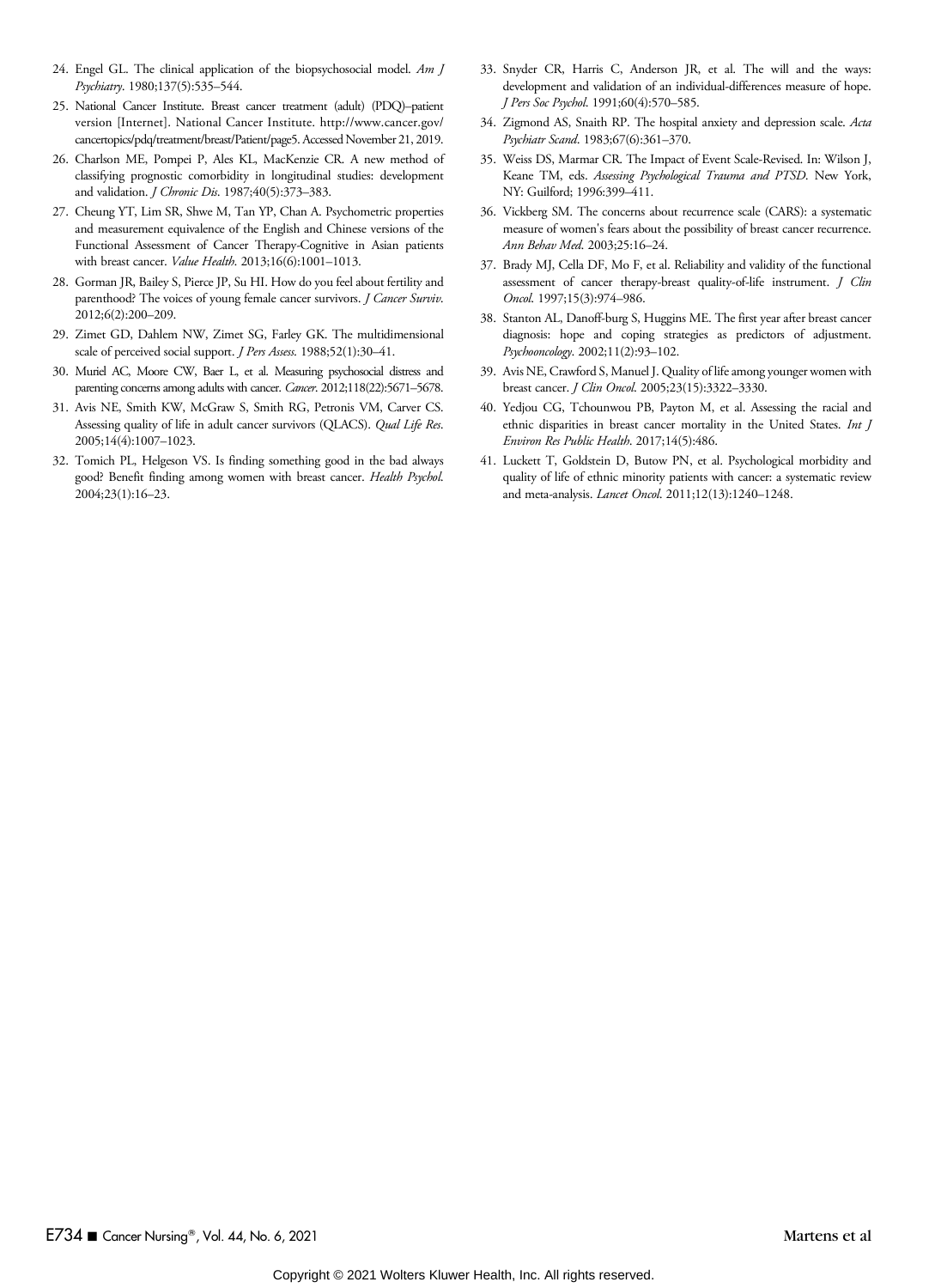24. Engel GL. The clinical application of the biopsychosocial model. *Am J Psychiatry*. 1980;137(5):535–544.
25. National Cancer Institute. Breast cancer treatment (adult) (PDQ)–patient version [Internet]. National Cancer Institute. http://www.cancer.gov/cancertopics/pdq/treatment/breast/Patient/page5. Accessed November 21, 2019.
26. Charlson ME, Pompei P, Ales KL, MacKenzie CR. A new method of classifying prognostic comorbidity in longitudinal studies: development and validation. *J Chronic Dis*. 1987;40(5):373–383.
27. Cheung YT, Lim SR, Shwe M, Tan YP, Chan A. Psychometric properties and measurement equivalence of the English and Chinese versions of the Functional Assessment of Cancer Therapy-Cognitive in Asian patients with breast cancer. *Value Health*. 2013;16(6):1001–1013.
28. Gorman JR, Bailey S, Pierce JP, Su HI. How do you feel about fertility and parenthood? The voices of young female cancer survivors. *J Cancer Surviv*. 2012;6(2):200–209.
29. Zimet GD, Dahlem NW, Zimet SG, Farley GK. The multidimensional scale of perceived social support. *J Pers Assess*. 1988;52(1):30–41.
30. Muriel AC, Moore CW, Baer L, et al. Measuring psychosocial distress and parenting concerns among adults with cancer. *Cancer*. 2012;118(22):5671–5678.
31. Avis NE, Smith KW, McGraw S, Smith RG, Petronis VM, Carver CS. Assessing quality of life in adult cancer survivors (QLACS). *Qual Life Res*. 2005;14(4):1007–1023.
32. Tomich PL, Helgeson VS. Is finding something good in the bad always good? Benefit finding among women with breast cancer. *Health Psychol*. 2004;23(1):16–23.
33. Snyder CR, Harris C, Anderson JR, et al. The will and the ways: development and validation of an individual-differences measure of hope. *J Pers Soc Psychol*. 1991;60(4):570–585.
34. Zigmond AS, Snaith RP. The hospital anxiety and depression scale. *Acta Psychiatr Scand*. 1983;67(6):361–370.
35. Weiss DS, Marmar CR. The Impact of Event Scale-Revised. In: Wilson J, Keane TM, eds. *Assessing Psychological Trauma and PTSD*. New York, NY: Guilford; 1996:399–411.
36. Vickberg SM. The concerns about recurrence scale (CARS): a systematic measure of women's fears about the possibility of breast cancer recurrence. *Ann Behav Med*. 2003;25:16–24.
37. Brady MJ, Cella DF, Mo F, et al. Reliability and validity of the functional assessment of cancer therapy-breast quality-of-life instrument. *J Clin Oncol*. 1997;15(3):974–986.
38. Stanton AL, Danoff-burg S, Huggins ME. The first year after breast cancer diagnosis: hope and coping strategies as predictors of adjustment. *Psychooncology*. 2002;11(2):93–102.
39. Avis NE, Crawford S, Manuel J. Quality of life among younger women with breast cancer. *J Clin Oncol*. 2005;23(15):3322–3330.
40. Yedjou CG, Tchounwou PB, Payton M, et al. Assessing the racial and ethnic disparities in breast cancer mortality in the United States. *Int J Environ Res Public Health*. 2017;14(5):486.
41. Luckett T, Goldstein D, Butow PN, et al. Psychological morbidity and quality of life of ethnic minority patients with cancer: a systematic review and meta-analysis. *Lancet Oncol*. 2011;12(13):1240–1248.